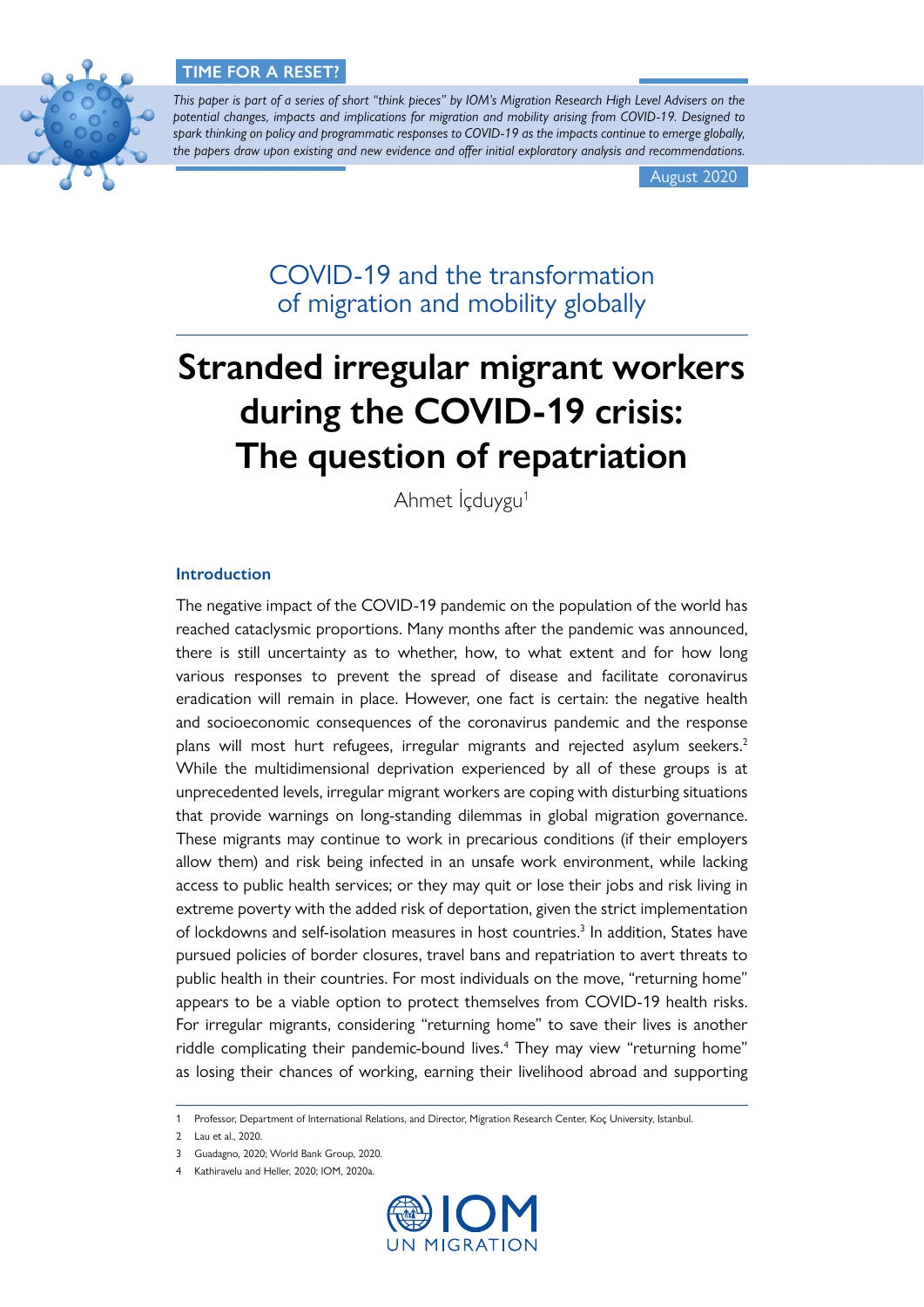**TIME FOR A RESET?**

*This paper is part of a series of short "think pieces" by IOM's Migration Research High Level Advisers on the potential changes, impacts and implications for migration and mobility arising from COVID-19. Designed to spark thinking on policy and programmatic responses to COVID-19 as the impacts continue to emerge globally, the papers draw upon existing and new evidence and offer initial exploratory analysis and recommendations.*

August 2020

## COVID-19 and the transformation of migration and mobility globally

# Stranded irregular migrant workers during the COVID-19 crisis: The question of repatriation

Ahmet İçduygu[1]

### Introduction

The negative impact of the COVID-19 pandemic on the population of the world has reached cataclysmic proportions. Many months after the pandemic was announced, there is still uncertainty as to whether, how, to what extent and for how long various responses to prevent the spread of disease and facilitate coronavirus eradication will remain in place. However, one fact is certain: the negative health and socioeconomic consequences of the coronavirus pandemic and the response plans will most hurt refugees, irregular migrants and rejected asylum seekers.[2] While the multidimensional deprivation experienced by all of these groups is at unprecedented levels, irregular migrant workers are coping with disturbing situations that provide warnings on long-standing dilemmas in global migration governance. These migrants may continue to work in precarious conditions (if their employers allow them) and risk being infected in an unsafe work environment, while lacking access to public health services; or they may quit or lose their jobs and risk living in extreme poverty with the added risk of deportation, given the strict implementation of lockdowns and self-isolation measures in host countries.[3] In addition, States have pursued policies of border closures, travel bans and repatriation to avert threats to public health in their countries. For most individuals on the move, "returning home" appears to be a viable option to protect themselves from COVID-19 health risks. For irregular migrants, considering "returning home" to save their lives is another riddle complicating their pandemic-bound lives.[4] They may view "returning home" as losing their chances of working, earning their livelihood abroad and supporting

---

1 Professor, Department of International Relations, and Director, Migration Research Center, Koç University, Istanbul.

2 Lau et al., 2020.

3 Guadagno, 2020; World Bank Group, 2020.

4 Kathiravelu and Heller, 2020; IOM, 2020a.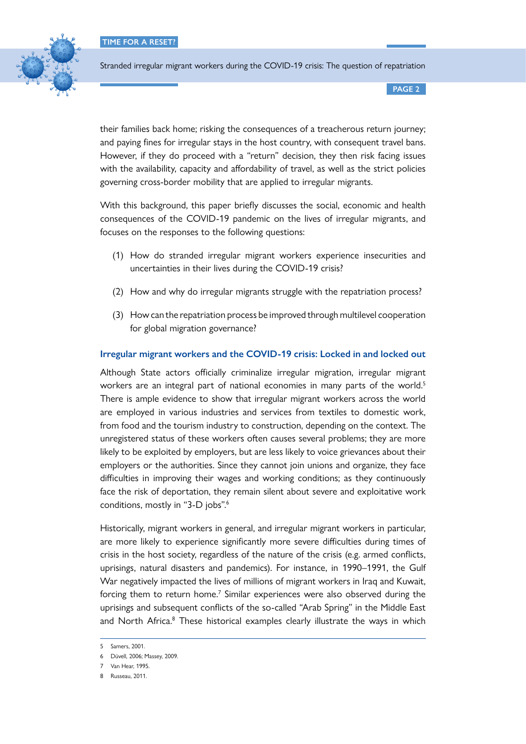their families back home; risking the consequences of a treacherous return journey; and paying fines for irregular stays in the host country, with consequent travel bans. However, if they do proceed with a "return" decision, they then risk facing issues with the availability, capacity and affordability of travel, as well as the strict policies governing cross-border mobility that are applied to irregular migrants.

With this background, this paper briefly discusses the social, economic and health consequences of the COVID-19 pandemic on the lives of irregular migrants, and focuses on the responses to the following questions:

(1) How do stranded irregular migrant workers experience insecurities and uncertainties in their lives during the COVID-19 crisis?

(2) How and why do irregular migrants struggle with the repatriation process?

(3) How can the repatriation process be improved through multilevel cooperation for global migration governance?

## Irregular migrant workers and the COVID-19 crisis: Locked in and locked out

Although State actors officially criminalize irregular migration, irregular migrant workers are an integral part of national economies in many parts of the world.[5] There is ample evidence to show that irregular migrant workers across the world are employed in various industries and services from textiles to domestic work, from food and the tourism industry to construction, depending on the context. The unregistered status of these workers often causes several problems; they are more likely to be exploited by employers, but are less likely to voice grievances about their employers or the authorities. Since they cannot join unions and organize, they face difficulties in improving their wages and working conditions; as they continuously face the risk of deportation, they remain silent about severe and exploitative work conditions, mostly in "3-D jobs".[6]

Historically, migrant workers in general, and irregular migrant workers in particular, are more likely to experience significantly more severe difficulties during times of crisis in the host society, regardless of the nature of the crisis (e.g. armed conflicts, uprisings, natural disasters and pandemics). For instance, in 1990–1991, the Gulf War negatively impacted the lives of millions of migrant workers in Iraq and Kuwait, forcing them to return home.[7] Similar experiences were also observed during the uprisings and subsequent conflicts of the so-called "Arab Spring" in the Middle East and North Africa.[8] These historical examples clearly illustrate the ways in which

---

5 Samers, 2001.

6 Düvell, 2006; Massey, 2009.

7 Van Hear, 1995.

8 Russeau, 2011.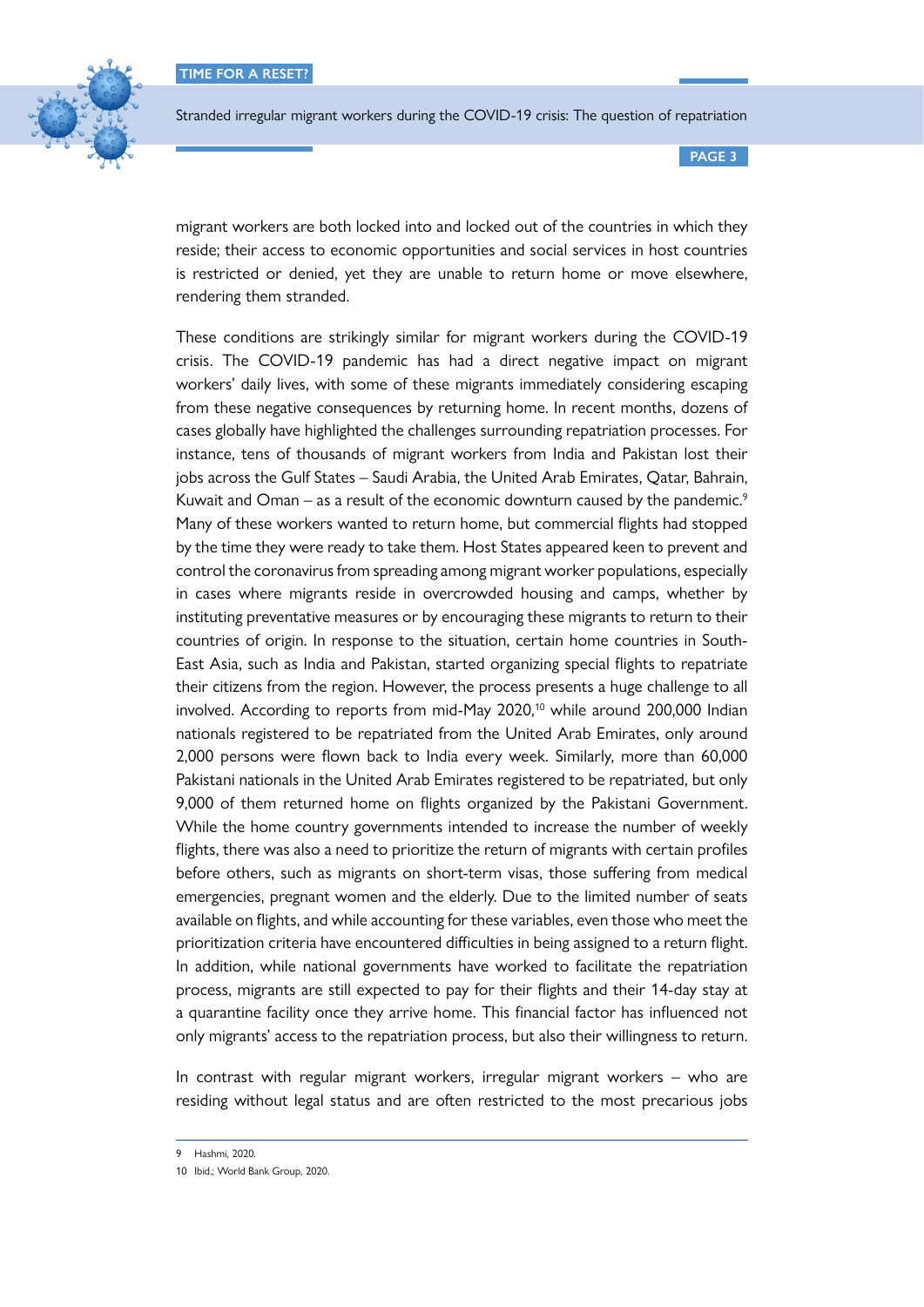migrant workers are both locked into and locked out of the countries in which they reside; their access to economic opportunities and social services in host countries is restricted or denied, yet they are unable to return home or move elsewhere, rendering them stranded.

These conditions are strikingly similar for migrant workers during the COVID-19 crisis. The COVID-19 pandemic has had a direct negative impact on migrant workers' daily lives, with some of these migrants immediately considering escaping from these negative consequences by returning home. In recent months, dozens of cases globally have highlighted the challenges surrounding repatriation processes. For instance, tens of thousands of migrant workers from India and Pakistan lost their jobs across the Gulf States – Saudi Arabia, the United Arab Emirates, Qatar, Bahrain, Kuwait and Oman – as a result of the economic downturn caused by the pandemic.[9] Many of these workers wanted to return home, but commercial flights had stopped by the time they were ready to take them. Host States appeared keen to prevent and control the coronavirus from spreading among migrant worker populations, especially in cases where migrants reside in overcrowded housing and camps, whether by instituting preventative measures or by encouraging these migrants to return to their countries of origin. In response to the situation, certain home countries in South-East Asia, such as India and Pakistan, started organizing special flights to repatriate their citizens from the region. However, the process presents a huge challenge to all involved. According to reports from mid-May 2020,[10] while around 200,000 Indian nationals registered to be repatriated from the United Arab Emirates, only around 2,000 persons were flown back to India every week. Similarly, more than 60,000 Pakistani nationals in the United Arab Emirates registered to be repatriated, but only 9,000 of them returned home on flights organized by the Pakistani Government. While the home country governments intended to increase the number of weekly flights, there was also a need to prioritize the return of migrants with certain profiles before others, such as migrants on short-term visas, those suffering from medical emergencies, pregnant women and the elderly. Due to the limited number of seats available on flights, and while accounting for these variables, even those who meet the prioritization criteria have encountered difficulties in being assigned to a return flight. In addition, while national governments have worked to facilitate the repatriation process, migrants are still expected to pay for their flights and their 14-day stay at a quarantine facility once they arrive home. This financial factor has influenced not only migrants' access to the repatriation process, but also their willingness to return.

In contrast with regular migrant workers, irregular migrant workers – who are residing without legal status and are often restricted to the most precarious jobs

9 Hashmi, 2020.

10 Ibid.; World Bank Group, 2020.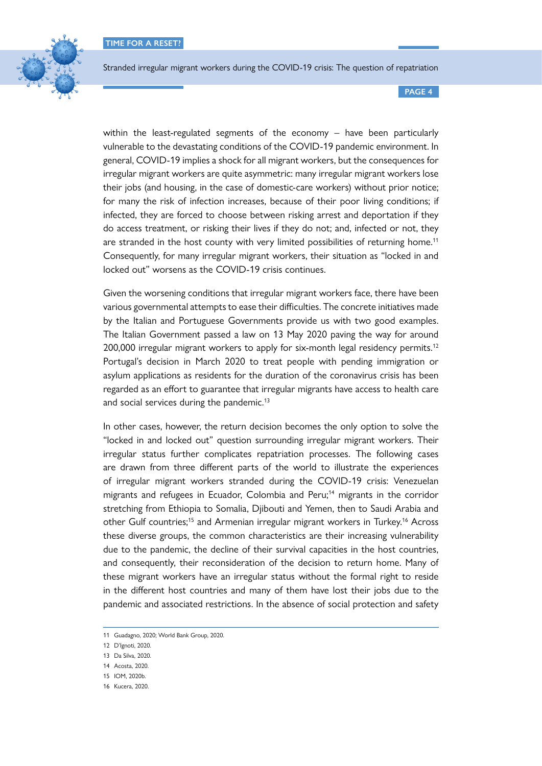within the least-regulated segments of the economy – have been particularly vulnerable to the devastating conditions of the COVID-19 pandemic environment. In general, COVID-19 implies a shock for all migrant workers, but the consequences for irregular migrant workers are quite asymmetric: many irregular migrant workers lose their jobs (and housing, in the case of domestic-care workers) without prior notice; for many the risk of infection increases, because of their poor living conditions; if infected, they are forced to choose between risking arrest and deportation if they do access treatment, or risking their lives if they do not; and, infected or not, they are stranded in the host county with very limited possibilities of returning home.[11] Consequently, for many irregular migrant workers, their situation as "locked in and locked out" worsens as the COVID-19 crisis continues.

Given the worsening conditions that irregular migrant workers face, there have been various governmental attempts to ease their difficulties. The concrete initiatives made by the Italian and Portuguese Governments provide us with two good examples. The Italian Government passed a law on 13 May 2020 paving the way for around 200,000 irregular migrant workers to apply for six-month legal residency permits.[12] Portugal's decision in March 2020 to treat people with pending immigration or asylum applications as residents for the duration of the coronavirus crisis has been regarded as an effort to guarantee that irregular migrants have access to health care and social services during the pandemic.[13]

In other cases, however, the return decision becomes the only option to solve the "locked in and locked out" question surrounding irregular migrant workers. Their irregular status further complicates repatriation processes. The following cases are drawn from three different parts of the world to illustrate the experiences of irregular migrant workers stranded during the COVID-19 crisis: Venezuelan migrants and refugees in Ecuador, Colombia and Peru;[14] migrants in the corridor stretching from Ethiopia to Somalia, Djibouti and Yemen, then to Saudi Arabia and other Gulf countries;[15] and Armenian irregular migrant workers in Turkey.[16] Across these diverse groups, the common characteristics are their increasing vulnerability due to the pandemic, the decline of their survival capacities in the host countries, and consequently, their reconsideration of the decision to return home. Many of these migrant workers have an irregular status without the formal right to reside in the different host countries and many of them have lost their jobs due to the pandemic and associated restrictions. In the absence of social protection and safety

---

11 Guadagno, 2020; World Bank Group, 2020.

12 D'Ignoti, 2020.

13 Da Silva, 2020.

14 Acosta, 2020.

15 IOM, 2020b.

16 Kucera, 2020.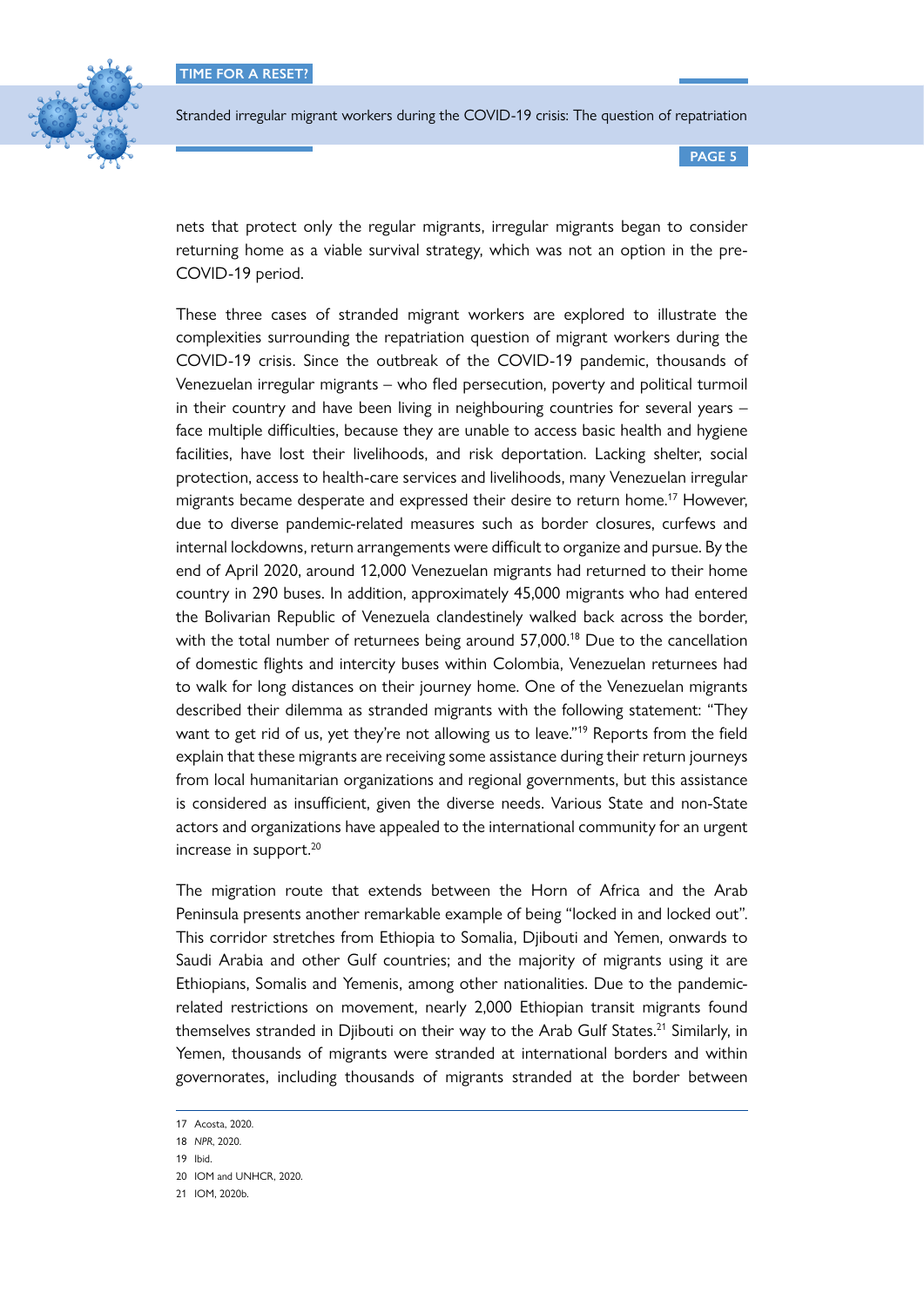nets that protect only the regular migrants, irregular migrants began to consider returning home as a viable survival strategy, which was not an option in the pre-COVID-19 period.

These three cases of stranded migrant workers are explored to illustrate the complexities surrounding the repatriation question of migrant workers during the COVID-19 crisis. Since the outbreak of the COVID-19 pandemic, thousands of Venezuelan irregular migrants – who fled persecution, poverty and political turmoil in their country and have been living in neighbouring countries for several years – face multiple difficulties, because they are unable to access basic health and hygiene facilities, have lost their livelihoods, and risk deportation. Lacking shelter, social protection, access to health-care services and livelihoods, many Venezuelan irregular migrants became desperate and expressed their desire to return home.[17] However, due to diverse pandemic-related measures such as border closures, curfews and internal lockdowns, return arrangements were difficult to organize and pursue. By the end of April 2020, around 12,000 Venezuelan migrants had returned to their home country in 290 buses. In addition, approximately 45,000 migrants who had entered the Bolivarian Republic of Venezuela clandestinely walked back across the border, with the total number of returnees being around 57,000.[18] Due to the cancellation of domestic flights and intercity buses within Colombia, Venezuelan returnees had to walk for long distances on their journey home. One of the Venezuelan migrants described their dilemma as stranded migrants with the following statement: "They want to get rid of us, yet they're not allowing us to leave."[19] Reports from the field explain that these migrants are receiving some assistance during their return journeys from local humanitarian organizations and regional governments, but this assistance is considered as insufficient, given the diverse needs. Various State and non-State actors and organizations have appealed to the international community for an urgent increase in support.[20]

The migration route that extends between the Horn of Africa and the Arab Peninsula presents another remarkable example of being "locked in and locked out". This corridor stretches from Ethiopia to Somalia, Djibouti and Yemen, onwards to Saudi Arabia and other Gulf countries; and the majority of migrants using it are Ethiopians, Somalis and Yemenis, among other nationalities. Due to the pandemic-related restrictions on movement, nearly 2,000 Ethiopian transit migrants found themselves stranded in Djibouti on their way to the Arab Gulf States.[21] Similarly, in Yemen, thousands of migrants were stranded at international borders and within governorates, including thousands of migrants stranded at the border between

---

17 Acosta, 2020.

18 *NPR*, 2020.

19 Ibid.

20 IOM and UNHCR, 2020.

21 IOM, 2020b.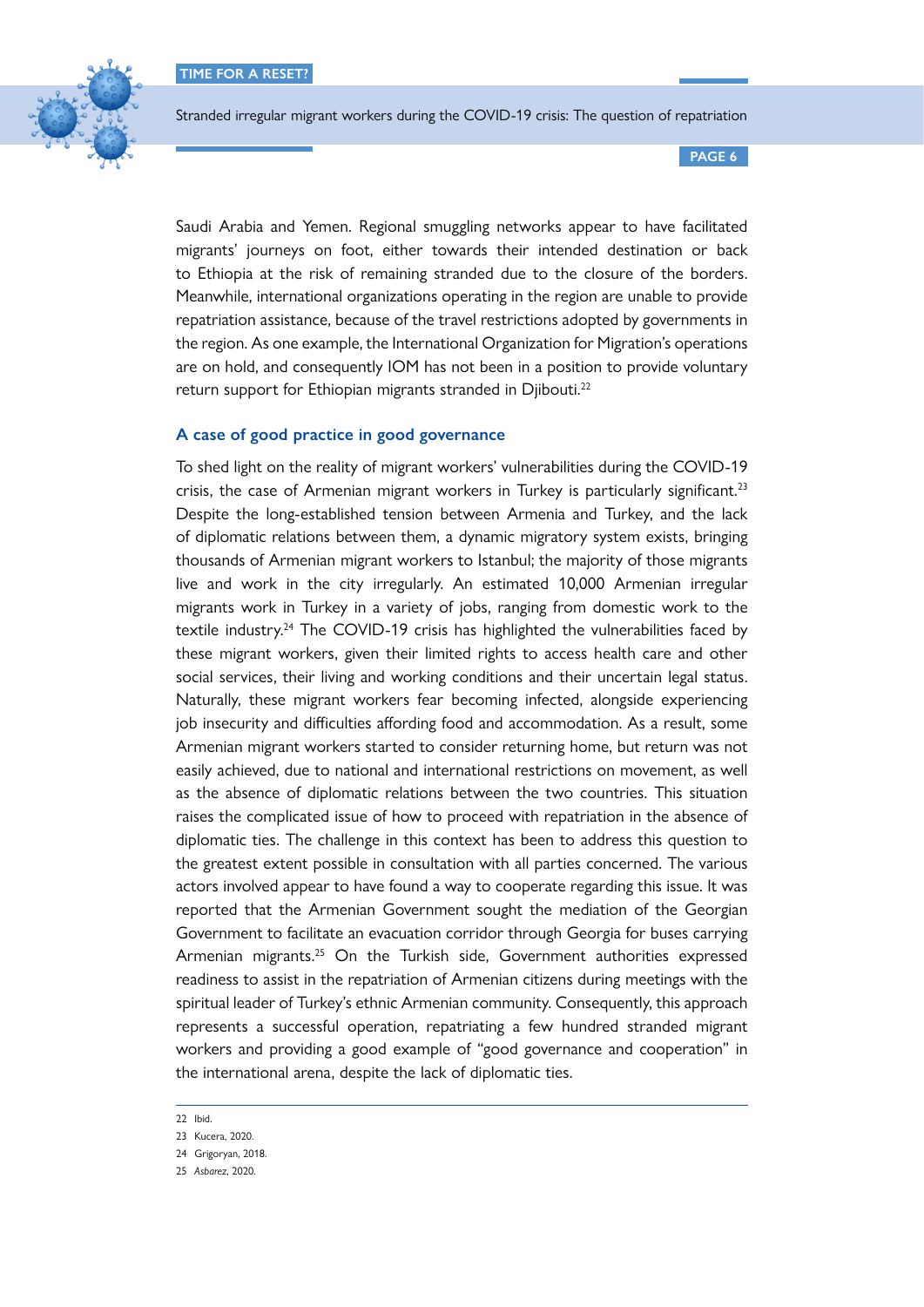Saudi Arabia and Yemen. Regional smuggling networks appear to have facilitated migrants' journeys on foot, either towards their intended destination or back to Ethiopia at the risk of remaining stranded due to the closure of the borders. Meanwhile, international organizations operating in the region are unable to provide repatriation assistance, because of the travel restrictions adopted by governments in the region. As one example, the International Organization for Migration's operations are on hold, and consequently IOM has not been in a position to provide voluntary return support for Ethiopian migrants stranded in Djibouti.[22]

### A case of good practice in good governance

To shed light on the reality of migrant workers' vulnerabilities during the COVID-19 crisis, the case of Armenian migrant workers in Turkey is particularly significant.[23] Despite the long-established tension between Armenia and Turkey, and the lack of diplomatic relations between them, a dynamic migratory system exists, bringing thousands of Armenian migrant workers to Istanbul; the majority of those migrants live and work in the city irregularly. An estimated 10,000 Armenian irregular migrants work in Turkey in a variety of jobs, ranging from domestic work to the textile industry.[24] The COVID-19 crisis has highlighted the vulnerabilities faced by these migrant workers, given their limited rights to access health care and other social services, their living and working conditions and their uncertain legal status. Naturally, these migrant workers fear becoming infected, alongside experiencing job insecurity and difficulties affording food and accommodation. As a result, some Armenian migrant workers started to consider returning home, but return was not easily achieved, due to national and international restrictions on movement, as well as the absence of diplomatic relations between the two countries. This situation raises the complicated issue of how to proceed with repatriation in the absence of diplomatic ties. The challenge in this context has been to address this question to the greatest extent possible in consultation with all parties concerned. The various actors involved appear to have found a way to cooperate regarding this issue. It was reported that the Armenian Government sought the mediation of the Georgian Government to facilitate an evacuation corridor through Georgia for buses carrying Armenian migrants.[25] On the Turkish side, Government authorities expressed readiness to assist in the repatriation of Armenian citizens during meetings with the spiritual leader of Turkey's ethnic Armenian community. Consequently, this approach represents a successful operation, repatriating a few hundred stranded migrant workers and providing a good example of "good governance and cooperation" in the international arena, despite the lack of diplomatic ties.

---

22 Ibid.

23 Kucera, 2020.

24 Grigoryan, 2018.

25 *Asbarez*, 2020.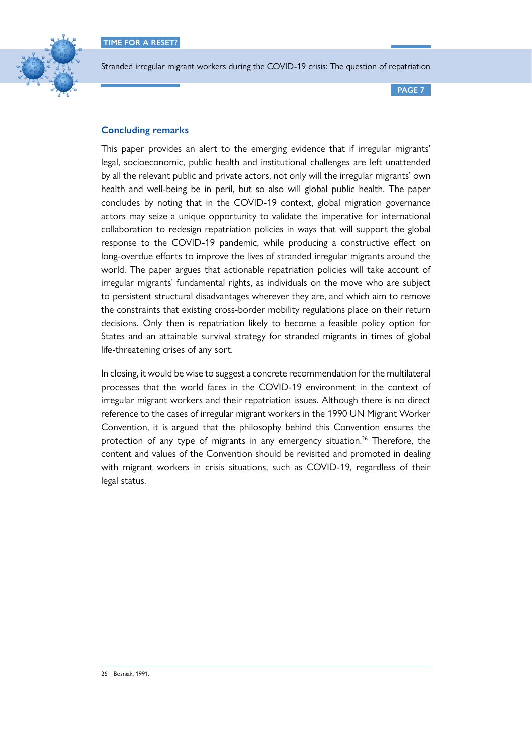## Concluding remarks

This paper provides an alert to the emerging evidence that if irregular migrants' legal, socioeconomic, public health and institutional challenges are left unattended by all the relevant public and private actors, not only will the irregular migrants' own health and well-being be in peril, but so also will global public health. The paper concludes by noting that in the COVID-19 context, global migration governance actors may seize a unique opportunity to validate the imperative for international collaboration to redesign repatriation policies in ways that will support the global response to the COVID-19 pandemic, while producing a constructive effect on long-overdue efforts to improve the lives of stranded irregular migrants around the world. The paper argues that actionable repatriation policies will take account of irregular migrants' fundamental rights, as individuals on the move who are subject to persistent structural disadvantages wherever they are, and which aim to remove the constraints that existing cross-border mobility regulations place on their return decisions. Only then is repatriation likely to become a feasible policy option for States and an attainable survival strategy for stranded migrants in times of global life-threatening crises of any sort.

In closing, it would be wise to suggest a concrete recommendation for the multilateral processes that the world faces in the COVID-19 environment in the context of irregular migrant workers and their repatriation issues. Although there is no direct reference to the cases of irregular migrant workers in the 1990 UN Migrant Worker Convention, it is argued that the philosophy behind this Convention ensures the protection of any type of migrants in any emergency situation.[26] Therefore, the content and values of the Convention should be revisited and promoted in dealing with migrant workers in crisis situations, such as COVID-19, regardless of their legal status.

26 Bosniak, 1991.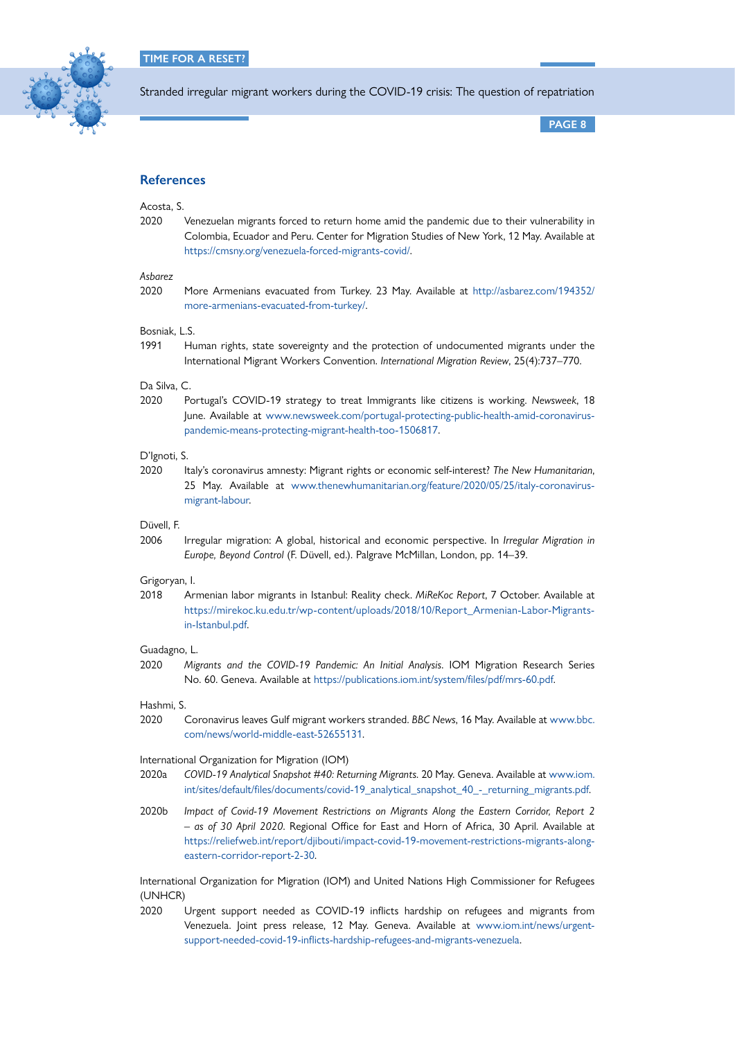## References

Acosta, S.

2020 Venezuelan migrants forced to return home amid the pandemic due to their vulnerability in Colombia, Ecuador and Peru. Center for Migration Studies of New York, 12 May. Available at https://cmsny.org/venezuela-forced-migrants-covid/.

*Asbarez*

2020 More Armenians evacuated from Turkey. 23 May. Available at http://asbarez.com/194352/more-armenians-evacuated-from-turkey/.

Bosniak, L.S.

1991 Human rights, state sovereignty and the protection of undocumented migrants under the International Migrant Workers Convention. *International Migration Review*, 25(4):737–770.

Da Silva, C.

2020 Portugal's COVID-19 strategy to treat Immigrants like citizens is working. *Newsweek*, 18 June. Available at www.newsweek.com/portugal-protecting-public-health-amid-coronavirus-pandemic-means-protecting-migrant-health-too-1506817.

D'Ignoti, S.

2020 Italy's coronavirus amnesty: Migrant rights or economic self-interest? *The New Humanitarian*, 25 May. Available at www.thenewhumanitarian.org/feature/2020/05/25/italy-coronavirus-migrant-labour.

Düvell, F.

2006 Irregular migration: A global, historical and economic perspective. In *Irregular Migration in Europe, Beyond Control* (F. Düvell, ed.). Palgrave McMillan, London, pp. 14–39.

Grigoryan, I.

2018 Armenian labor migrants in Istanbul: Reality check. *MiReKoc Report*, 7 October. Available at https://mirekoc.ku.edu.tr/wp-content/uploads/2018/10/Report_Armenian-Labor-Migrants-in-Istanbul.pdf.

Guadagno, L.

2020 *Migrants and the COVID-19 Pandemic: An Initial Analysis*. IOM Migration Research Series No. 60. Geneva. Available at https://publications.iom.int/system/files/pdf/mrs-60.pdf.

Hashmi, S.

2020 Coronavirus leaves Gulf migrant workers stranded. *BBC News*, 16 May. Available at www.bbc.com/news/world-middle-east-52655131.

International Organization for Migration (IOM)

2020a *COVID-19 Analytical Snapshot #40: Returning Migrants.* 20 May. Geneva. Available at www.iom.int/sites/default/files/documents/covid-19_analytical_snapshot_40_-_returning_migrants.pdf.

2020b *Impact of Covid-19 Movement Restrictions on Migrants Along the Eastern Corridor, Report 2 – as of 30 April 2020*. Regional Office for East and Horn of Africa, 30 April. Available at https://reliefweb.int/report/djibouti/impact-covid-19-movement-restrictions-migrants-along-eastern-corridor-report-2-30.

International Organization for Migration (IOM) and United Nations High Commissioner for Refugees (UNHCR)

2020 Urgent support needed as COVID-19 inflicts hardship on refugees and migrants from Venezuela. Joint press release, 12 May. Geneva. Available at www.iom.int/news/urgent-support-needed-covid-19-inflicts-hardship-refugees-and-migrants-venezuela.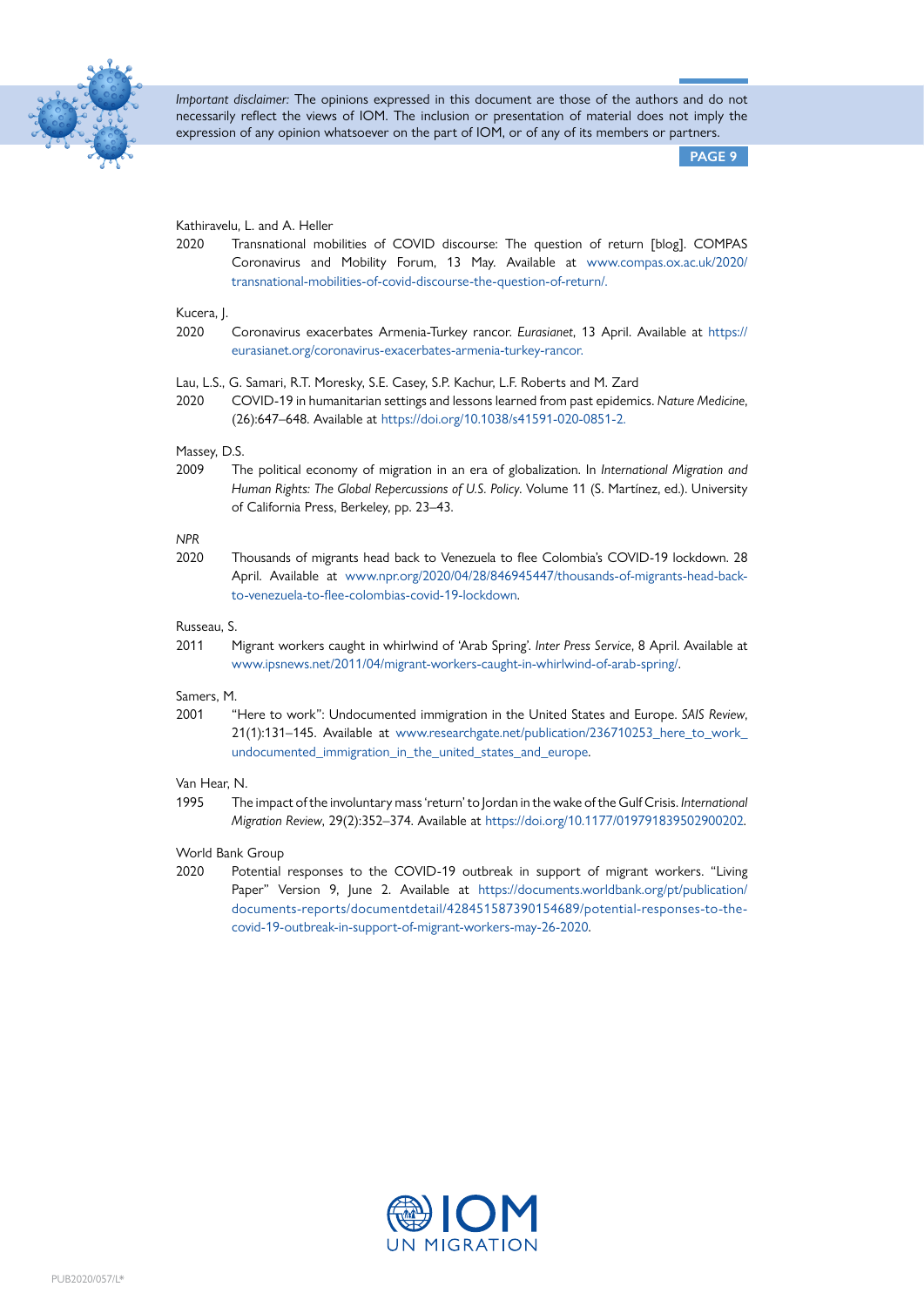Kathiravelu, L. and A. Heller

2020 Transnational mobilities of COVID discourse: The question of return [blog]. COMPAS Coronavirus and Mobility Forum, 13 May. Available at www.compas.ox.ac.uk/2020/transnational-mobilities-of-covid-discourse-the-question-of-return/.

Kucera, J.

2020 Coronavirus exacerbates Armenia-Turkey rancor. *Eurasianet*, 13 April. Available at https://eurasianet.org/coronavirus-exacerbates-armenia-turkey-rancor.

Lau, L.S., G. Samari, R.T. Moresky, S.E. Casey, S.P. Kachur, L.F. Roberts and M. Zard

2020 COVID-19 in humanitarian settings and lessons learned from past epidemics. *Nature Medicine*, (26):647–648. Available at https://doi.org/10.1038/s41591-020-0851-2.

Massey, D.S.

2009 The political economy of migration in an era of globalization. In *International Migration and Human Rights: The Global Repercussions of U.S. Policy*. Volume 11 (S. Martínez, ed.). University of California Press, Berkeley, pp. 23–43.

*NPR*

2020 Thousands of migrants head back to Venezuela to flee Colombia's COVID-19 lockdown. 28 April. Available at www.npr.org/2020/04/28/846945447/thousands-of-migrants-head-back-to-venezuela-to-flee-colombias-covid-19-lockdown.

Russeau, S.

2011 Migrant workers caught in whirlwind of 'Arab Spring'. *Inter Press Service*, 8 April. Available at www.ipsnews.net/2011/04/migrant-workers-caught-in-whirlwind-of-arab-spring/.

Samers, M.

2001 "Here to work": Undocumented immigration in the United States and Europe. *SAIS Review*, 21(1):131–145. Available at www.researchgate.net/publication/236710253_here_to_work_undocumented_immigration_in_the_united_states_and_europe.

Van Hear, N.

1995 The impact of the involuntary mass 'return' to Jordan in the wake of the Gulf Crisis. *International Migration Review*, 29(2):352–374. Available at https://doi.org/10.1177/019791839502900202.

World Bank Group

2020 Potential responses to the COVID-19 outbreak in support of migrant workers. "Living Paper" Version 9, June 2. Available at https://documents.worldbank.org/pt/publication/documents-reports/documentdetail/428451587390154689/potential-responses-to-the-covid-19-outbreak-in-support-of-migrant-workers-may-26-2020.